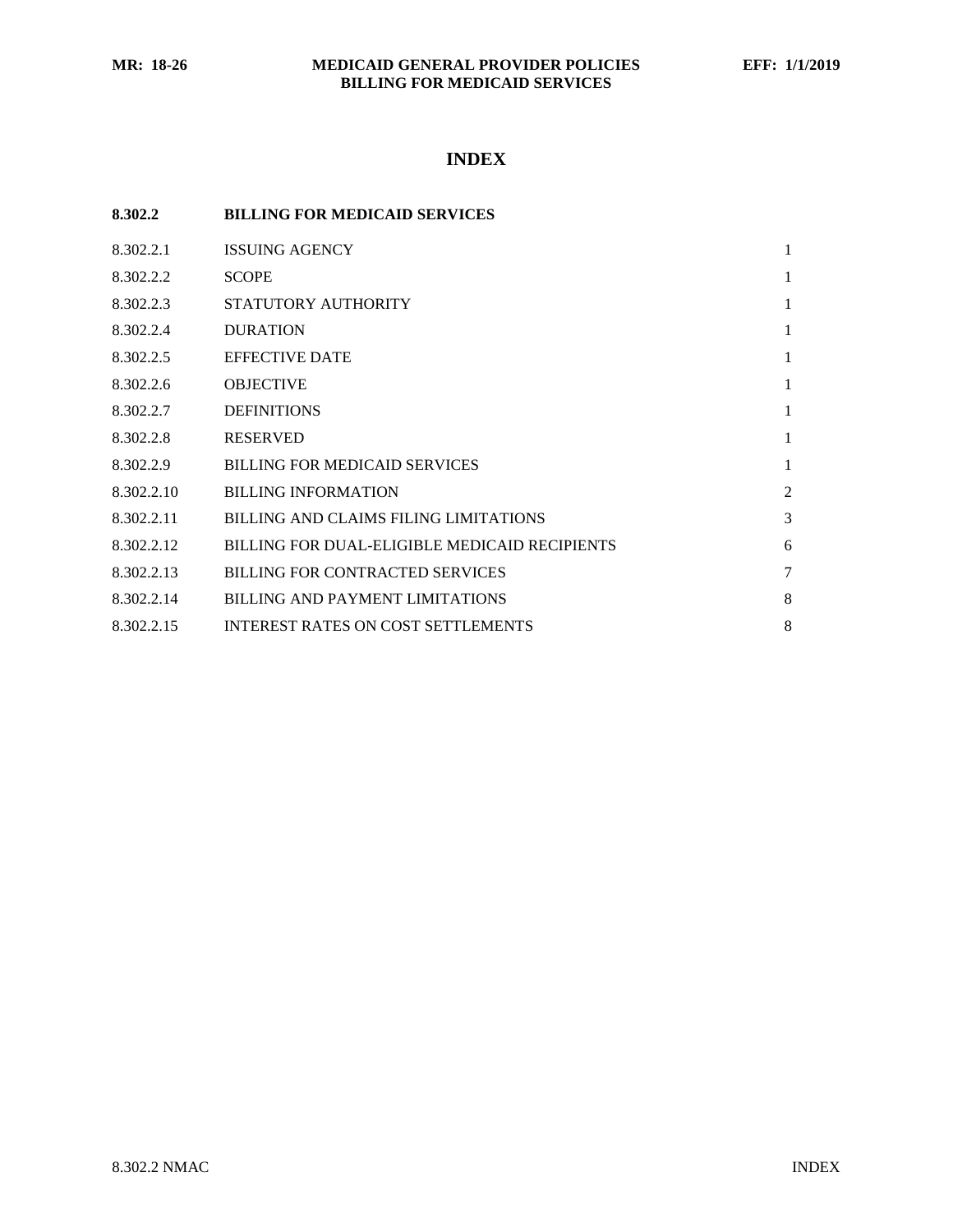# INDEX

| 8.302.2 | BILLING FOR MEDICAID SERVICES | |
|---|---|---|
| 8.302.2.1 | ISSUING AGENCY | 1 |
| 8.302.2.2 | SCOPE | 1 |
| 8.302.2.3 | STATUTORY AUTHORITY | 1 |
| 8.302.2.4 | DURATION | 1 |
| 8.302.2.5 | EFFECTIVE DATE | 1 |
| 8.302.2.6 | OBJECTIVE | 1 |
| 8.302.2.7 | DEFINITIONS | 1 |
| 8.302.2.8 | RESERVED | 1 |
| 8.302.2.9 | BILLING FOR MEDICAID SERVICES | 1 |
| 8.302.2.10 | BILLING INFORMATION | 2 |
| 8.302.2.11 | BILLING AND CLAIMS FILING LIMITATIONS | 3 |
| 8.302.2.12 | BILLING FOR DUAL-ELIGIBLE MEDICAID RECIPIENTS | 6 |
| 8.302.2.13 | BILLING FOR CONTRACTED SERVICES | 7 |
| 8.302.2.14 | BILLING AND PAYMENT LIMITATIONS | 8 |
| 8.302.2.15 | INTEREST RATES ON COST SETTLEMENTS | 8 |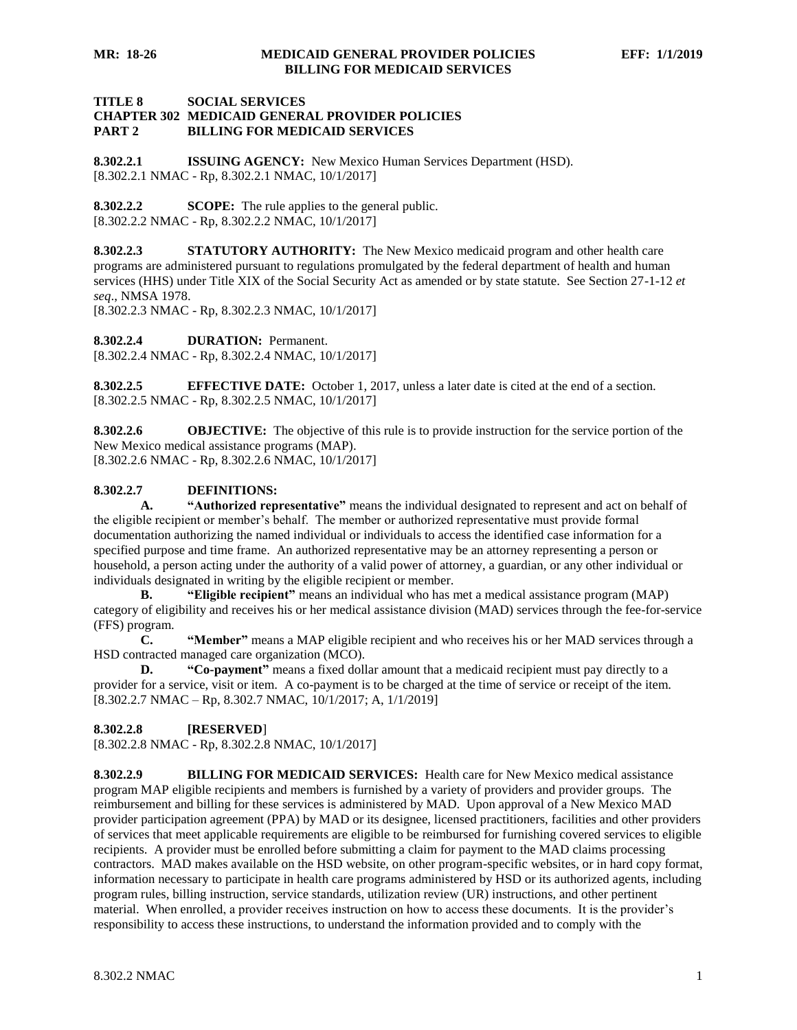# TITLE 8 SOCIAL SERVICES
# CHAPTER 302 MEDICAID GENERAL PROVIDER POLICIES
# PART 2 BILLING FOR MEDICAID SERVICES

**8.302.2.1 ISSUING AGENCY:** New Mexico Human Services Department (HSD).
[8.302.2.1 NMAC - Rp, 8.302.2.1 NMAC, 10/1/2017]

**8.302.2.2 SCOPE:** The rule applies to the general public.
[8.302.2.2 NMAC - Rp, 8.302.2.2 NMAC, 10/1/2017]

**8.302.2.3 STATUTORY AUTHORITY:** The New Mexico medicaid program and other health care programs are administered pursuant to regulations promulgated by the federal department of health and human services (HHS) under Title XIX of the Social Security Act as amended or by state statute. See Section 27-1-12 *et seq*., NMSA 1978.
[8.302.2.3 NMAC - Rp, 8.302.2.3 NMAC, 10/1/2017]

**8.302.2.4 DURATION:** Permanent.
[8.302.2.4 NMAC - Rp, 8.302.2.4 NMAC, 10/1/2017]

**8.302.2.5 EFFECTIVE DATE:** October 1, 2017, unless a later date is cited at the end of a section.
[8.302.2.5 NMAC - Rp, 8.302.2.5 NMAC, 10/1/2017]

**8.302.2.6 OBJECTIVE:** The objective of this rule is to provide instruction for the service portion of the New Mexico medical assistance programs (MAP).
[8.302.2.6 NMAC - Rp, 8.302.2.6 NMAC, 10/1/2017]

**8.302.2.7 DEFINITIONS:**

**A. "Authorized representative"** means the individual designated to represent and act on behalf of the eligible recipient or member's behalf. The member or authorized representative must provide formal documentation authorizing the named individual or individuals to access the identified case information for a specified purpose and time frame. An authorized representative may be an attorney representing a person or household, a person acting under the authority of a valid power of attorney, a guardian, or any other individual or individuals designated in writing by the eligible recipient or member.

**B. "Eligible recipient"** means an individual who has met a medical assistance program (MAP) category of eligibility and receives his or her medical assistance division (MAD) services through the fee-for-service (FFS) program.

**C. "Member"** means a MAP eligible recipient and who receives his or her MAD services through a HSD contracted managed care organization (MCO).

**D. "Co-payment"** means a fixed dollar amount that a medicaid recipient must pay directly to a provider for a service, visit or item. A co-payment is to be charged at the time of service or receipt of the item.
[8.302.2.7 NMAC – Rp, 8.302.7 NMAC, 10/1/2017; A, 1/1/2019]

**8.302.2.8 [RESERVED]**
[8.302.2.8 NMAC - Rp, 8.302.2.8 NMAC, 10/1/2017]

**8.302.2.9 BILLING FOR MEDICAID SERVICES:** Health care for New Mexico medical assistance program MAP eligible recipients and members is furnished by a variety of providers and provider groups. The reimbursement and billing for these services is administered by MAD. Upon approval of a New Mexico MAD provider participation agreement (PPA) by MAD or its designee, licensed practitioners, facilities and other providers of services that meet applicable requirements are eligible to be reimbursed for furnishing covered services to eligible recipients. A provider must be enrolled before submitting a claim for payment to the MAD claims processing contractors. MAD makes available on the HSD website, on other program-specific websites, or in hard copy format, information necessary to participate in health care programs administered by HSD or its authorized agents, including program rules, billing instruction, service standards, utilization review (UR) instructions, and other pertinent material. When enrolled, a provider receives instruction on how to access these documents. It is the provider's responsibility to access these instructions, to understand the information provided and to comply with the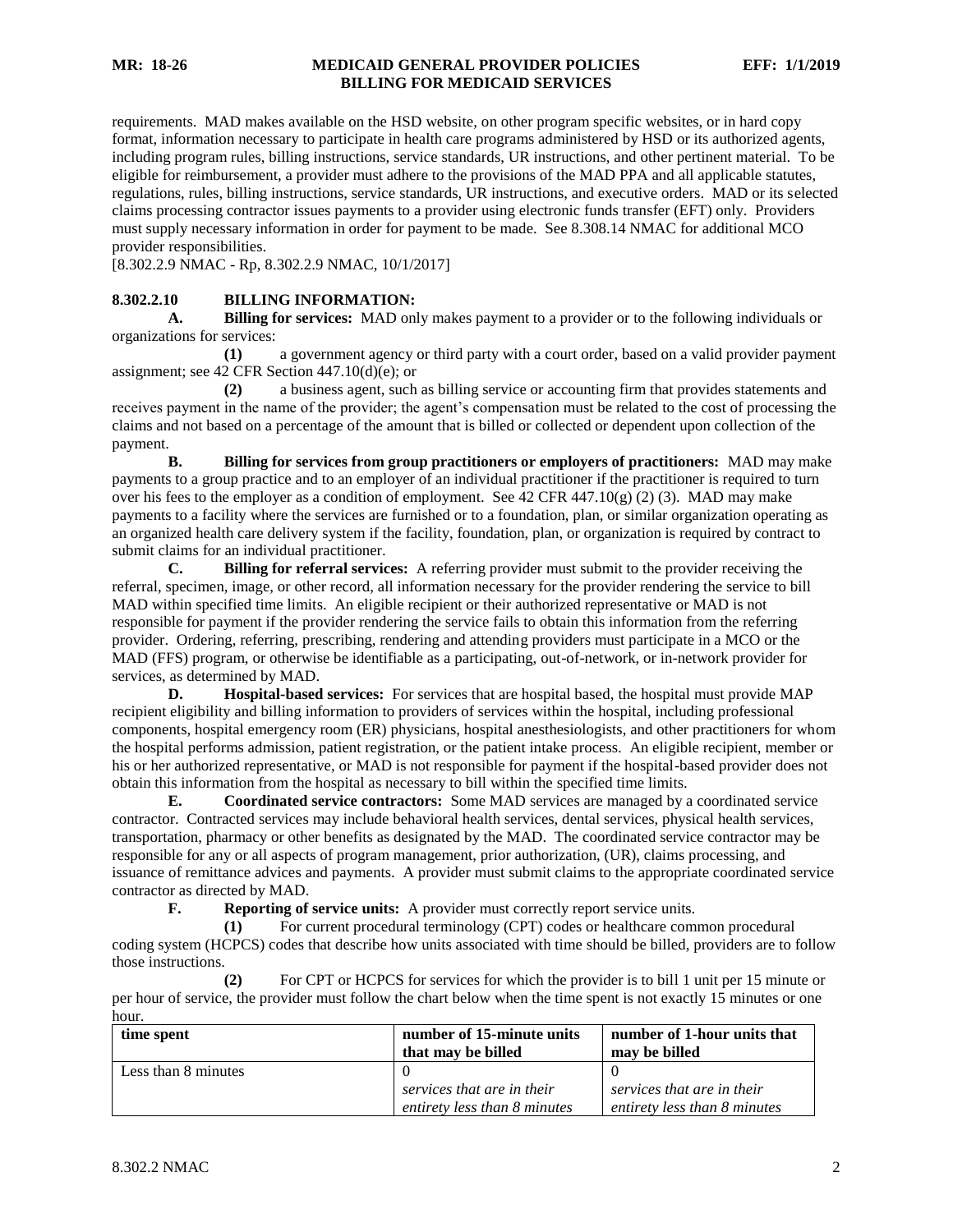requirements. MAD makes available on the HSD website, on other program specific websites, or in hard copy format, information necessary to participate in health care programs administered by HSD or its authorized agents, including program rules, billing instructions, service standards, UR instructions, and other pertinent material. To be eligible for reimbursement, a provider must adhere to the provisions of the MAD PPA and all applicable statutes, regulations, rules, billing instructions, service standards, UR instructions, and executive orders. MAD or its selected claims processing contractor issues payments to a provider using electronic funds transfer (EFT) only. Providers must supply necessary information in order for payment to be made. See 8.308.14 NMAC for additional MCO provider responsibilities.
[8.302.2.9 NMAC - Rp, 8.302.2.9 NMAC, 10/1/2017]

**8.302.2.10 BILLING INFORMATION:**

**A. Billing for services:** MAD only makes payment to a provider or to the following individuals or organizations for services:

**(1)** a government agency or third party with a court order, based on a valid provider payment assignment; see 42 CFR Section 447.10(d)(e); or

**(2)** a business agent, such as billing service or accounting firm that provides statements and receives payment in the name of the provider; the agent's compensation must be related to the cost of processing the claims and not based on a percentage of the amount that is billed or collected or dependent upon collection of the payment.

**B. Billing for services from group practitioners or employers of practitioners:** MAD may make payments to a group practice and to an employer of an individual practitioner if the practitioner is required to turn over his fees to the employer as a condition of employment. See 42 CFR 447.10(g) (2) (3). MAD may make payments to a facility where the services are furnished or to a foundation, plan, or similar organization operating as an organized health care delivery system if the facility, foundation, plan, or organization is required by contract to submit claims for an individual practitioner.

**C. Billing for referral services:** A referring provider must submit to the provider receiving the referral, specimen, image, or other record, all information necessary for the provider rendering the service to bill MAD within specified time limits. An eligible recipient or their authorized representative or MAD is not responsible for payment if the provider rendering the service fails to obtain this information from the referring provider. Ordering, referring, prescribing, rendering and attending providers must participate in a MCO or the MAD (FFS) program, or otherwise be identifiable as a participating, out-of-network, or in-network provider for services, as determined by MAD.

**D. Hospital-based services:** For services that are hospital based, the hospital must provide MAP recipient eligibility and billing information to providers of services within the hospital, including professional components, hospital emergency room (ER) physicians, hospital anesthesiologists, and other practitioners for whom the hospital performs admission, patient registration, or the patient intake process. An eligible recipient, member or his or her authorized representative, or MAD is not responsible for payment if the hospital-based provider does not obtain this information from the hospital as necessary to bill within the specified time limits.

**E. Coordinated service contractors:** Some MAD services are managed by a coordinated service contractor. Contracted services may include behavioral health services, dental services, physical health services, transportation, pharmacy or other benefits as designated by the MAD. The coordinated service contractor may be responsible for any or all aspects of program management, prior authorization, (UR), claims processing, and issuance of remittance advices and payments. A provider must submit claims to the appropriate coordinated service contractor as directed by MAD.

**F. Reporting of service units:** A provider must correctly report service units.

**(1)** For current procedural terminology (CPT) codes or healthcare common procedural coding system (HCPCS) codes that describe how units associated with time should be billed, providers are to follow those instructions.

**(2)** For CPT or HCPCS for services for which the provider is to bill 1 unit per 15 minute or per hour of service, the provider must follow the chart below when the time spent is not exactly 15 minutes or one hour.

| time spent | number of 15-minute units that may be billed | number of 1-hour units that may be billed |
|---|---|---|
| Less than 8 minutes | 0<br>*services that are in their entirety less than 8 minutes* | 0<br>*services that are in their entirety less than 8 minutes* |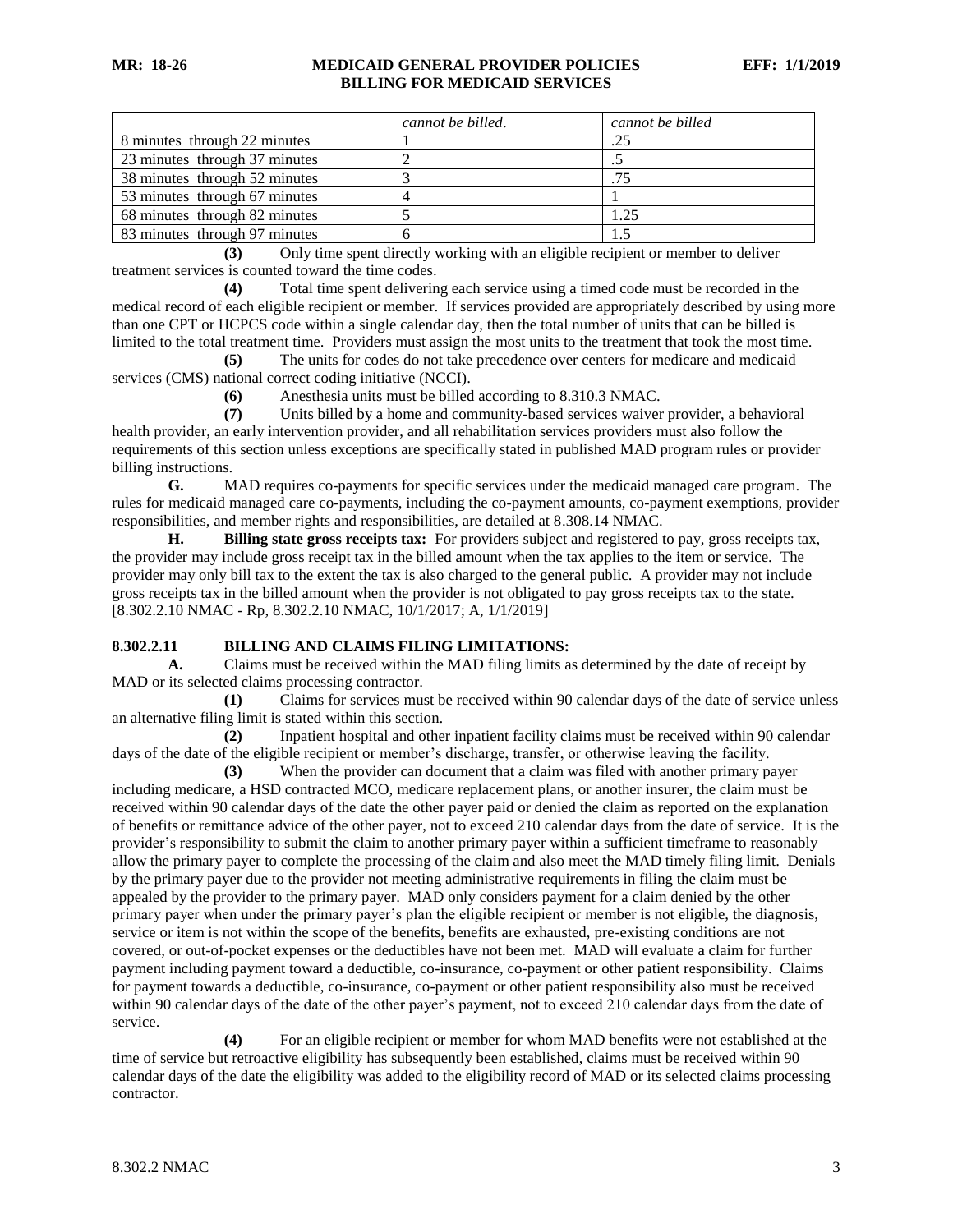| | *cannot be billed.* | *cannot be billed* |
|---|---|---|
| 8 minutes through 22 minutes | 1 | .25 |
| 23 minutes through 37 minutes | 2 | .5 |
| 38 minutes through 52 minutes | 3 | .75 |
| 53 minutes through 67 minutes | 4 | 1 |
| 68 minutes through 82 minutes | 5 | 1.25 |
| 83 minutes through 97 minutes | 6 | 1.5 |

**(3)** Only time spent directly working with an eligible recipient or member to deliver treatment services is counted toward the time codes.

**(4)** Total time spent delivering each service using a timed code must be recorded in the medical record of each eligible recipient or member. If services provided are appropriately described by using more than one CPT or HCPCS code within a single calendar day, then the total number of units that can be billed is limited to the total treatment time. Providers must assign the most units to the treatment that took the most time.

**(5)** The units for codes do not take precedence over centers for medicare and medicaid services (CMS) national correct coding initiative (NCCI).

**(6)** Anesthesia units must be billed according to 8.310.3 NMAC.

**(7)** Units billed by a home and community-based services waiver provider, a behavioral health provider, an early intervention provider, and all rehabilitation services providers must also follow the requirements of this section unless exceptions are specifically stated in published MAD program rules or provider billing instructions.

**G.** MAD requires co-payments for specific services under the medicaid managed care program. The rules for medicaid managed care co-payments, including the co-payment amounts, co-payment exemptions, provider responsibilities, and member rights and responsibilities, are detailed at 8.308.14 NMAC.

**H.** **Billing state gross receipts tax:** For providers subject and registered to pay, gross receipts tax, the provider may include gross receipt tax in the billed amount when the tax applies to the item or service. The provider may only bill tax to the extent the tax is also charged to the general public. A provider may not include gross receipts tax in the billed amount when the provider is not obligated to pay gross receipts tax to the state.
[8.302.2.10 NMAC - Rp, 8.302.2.10 NMAC, 10/1/2017; A, 1/1/2019]

**8.302.2.11 BILLING AND CLAIMS FILING LIMITATIONS:**

**A.** Claims must be received within the MAD filing limits as determined by the date of receipt by MAD or its selected claims processing contractor.

**(1)** Claims for services must be received within 90 calendar days of the date of service unless an alternative filing limit is stated within this section.

**(2)** Inpatient hospital and other inpatient facility claims must be received within 90 calendar days of the date of the eligible recipient or member's discharge, transfer, or otherwise leaving the facility.

**(3)** When the provider can document that a claim was filed with another primary payer including medicare, a HSD contracted MCO, medicare replacement plans, or another insurer, the claim must be received within 90 calendar days of the date the other payer paid or denied the claim as reported on the explanation of benefits or remittance advice of the other payer, not to exceed 210 calendar days from the date of service. It is the provider's responsibility to submit the claim to another primary payer within a sufficient timeframe to reasonably allow the primary payer to complete the processing of the claim and also meet the MAD timely filing limit. Denials by the primary payer due to the provider not meeting administrative requirements in filing the claim must be appealed by the provider to the primary payer. MAD only considers payment for a claim denied by the other primary payer when under the primary payer's plan the eligible recipient or member is not eligible, the diagnosis, service or item is not within the scope of the benefits, benefits are exhausted, pre-existing conditions are not covered, or out-of-pocket expenses or the deductibles have not been met. MAD will evaluate a claim for further payment including payment toward a deductible, co-insurance, co-payment or other patient responsibility. Claims for payment towards a deductible, co-insurance, co-payment or other patient responsibility also must be received within 90 calendar days of the date of the other payer's payment, not to exceed 210 calendar days from the date of service.

**(4)** For an eligible recipient or member for whom MAD benefits were not established at the time of service but retroactive eligibility has subsequently been established, claims must be received within 90 calendar days of the date the eligibility was added to the eligibility record of MAD or its selected claims processing contractor.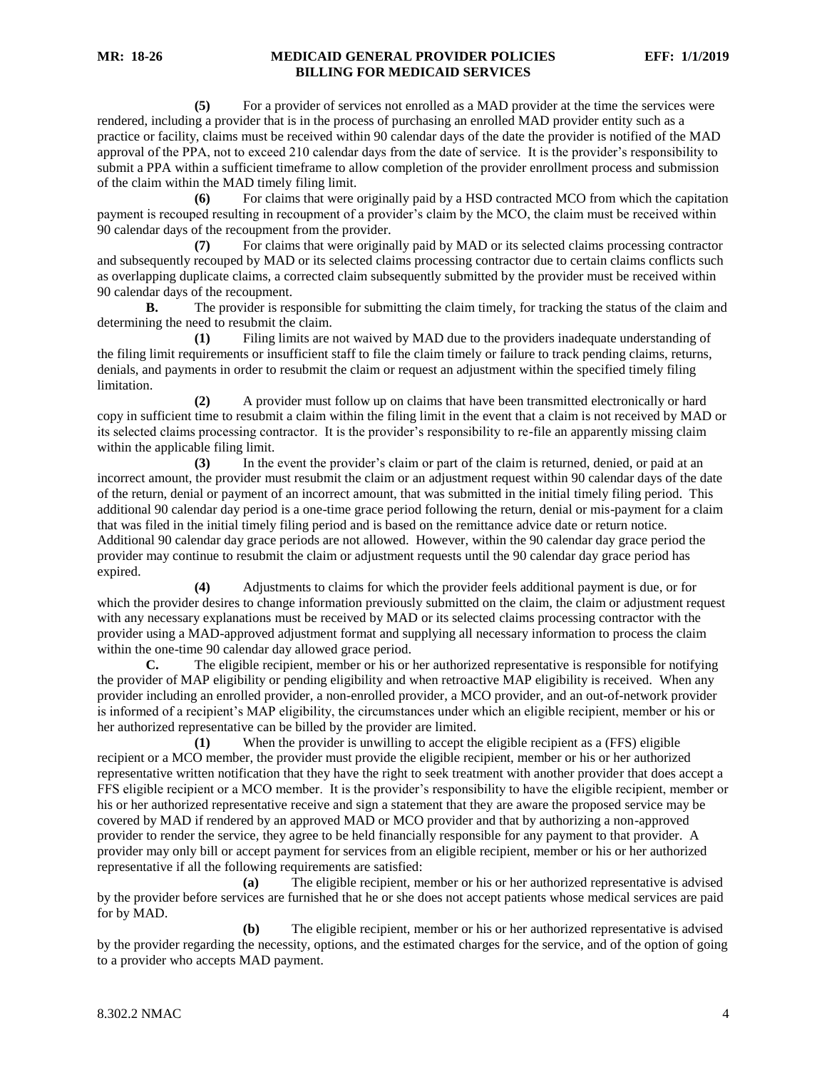**(5)** For a provider of services not enrolled as a MAD provider at the time the services were rendered, including a provider that is in the process of purchasing an enrolled MAD provider entity such as a practice or facility, claims must be received within 90 calendar days of the date the provider is notified of the MAD approval of the PPA, not to exceed 210 calendar days from the date of service. It is the provider's responsibility to submit a PPA within a sufficient timeframe to allow completion of the provider enrollment process and submission of the claim within the MAD timely filing limit.

**(6)** For claims that were originally paid by a HSD contracted MCO from which the capitation payment is recouped resulting in recoupment of a provider's claim by the MCO, the claim must be received within 90 calendar days of the recoupment from the provider.

**(7)** For claims that were originally paid by MAD or its selected claims processing contractor and subsequently recouped by MAD or its selected claims processing contractor due to certain claims conflicts such as overlapping duplicate claims, a corrected claim subsequently submitted by the provider must be received within 90 calendar days of the recoupment.

**B.** The provider is responsible for submitting the claim timely, for tracking the status of the claim and determining the need to resubmit the claim.

**(1)** Filing limits are not waived by MAD due to the providers inadequate understanding of the filing limit requirements or insufficient staff to file the claim timely or failure to track pending claims, returns, denials, and payments in order to resubmit the claim or request an adjustment within the specified timely filing limitation.

**(2)** A provider must follow up on claims that have been transmitted electronically or hard copy in sufficient time to resubmit a claim within the filing limit in the event that a claim is not received by MAD or its selected claims processing contractor. It is the provider's responsibility to re-file an apparently missing claim within the applicable filing limit.

**(3)** In the event the provider's claim or part of the claim is returned, denied, or paid at an incorrect amount, the provider must resubmit the claim or an adjustment request within 90 calendar days of the date of the return, denial or payment of an incorrect amount, that was submitted in the initial timely filing period. This additional 90 calendar day period is a one-time grace period following the return, denial or mis-payment for a claim that was filed in the initial timely filing period and is based on the remittance advice date or return notice. Additional 90 calendar day grace periods are not allowed. However, within the 90 calendar day grace period the provider may continue to resubmit the claim or adjustment requests until the 90 calendar day grace period has expired.

**(4)** Adjustments to claims for which the provider feels additional payment is due, or for which the provider desires to change information previously submitted on the claim, the claim or adjustment request with any necessary explanations must be received by MAD or its selected claims processing contractor with the provider using a MAD-approved adjustment format and supplying all necessary information to process the claim within the one-time 90 calendar day allowed grace period.

**C.** The eligible recipient, member or his or her authorized representative is responsible for notifying the provider of MAP eligibility or pending eligibility and when retroactive MAP eligibility is received. When any provider including an enrolled provider, a non-enrolled provider, a MCO provider, and an out-of-network provider is informed of a recipient's MAP eligibility, the circumstances under which an eligible recipient, member or his or her authorized representative can be billed by the provider are limited.

**(1)** When the provider is unwilling to accept the eligible recipient as a (FFS) eligible recipient or a MCO member, the provider must provide the eligible recipient, member or his or her authorized representative written notification that they have the right to seek treatment with another provider that does accept a FFS eligible recipient or a MCO member. It is the provider's responsibility to have the eligible recipient, member or his or her authorized representative receive and sign a statement that they are aware the proposed service may be covered by MAD if rendered by an approved MAD or MCO provider and that by authorizing a non-approved provider to render the service, they agree to be held financially responsible for any payment to that provider. A provider may only bill or accept payment for services from an eligible recipient, member or his or her authorized representative if all the following requirements are satisfied:

**(a)** The eligible recipient, member or his or her authorized representative is advised by the provider before services are furnished that he or she does not accept patients whose medical services are paid for by MAD.

**(b)** The eligible recipient, member or his or her authorized representative is advised by the provider regarding the necessity, options, and the estimated charges for the service, and of the option of going to a provider who accepts MAD payment.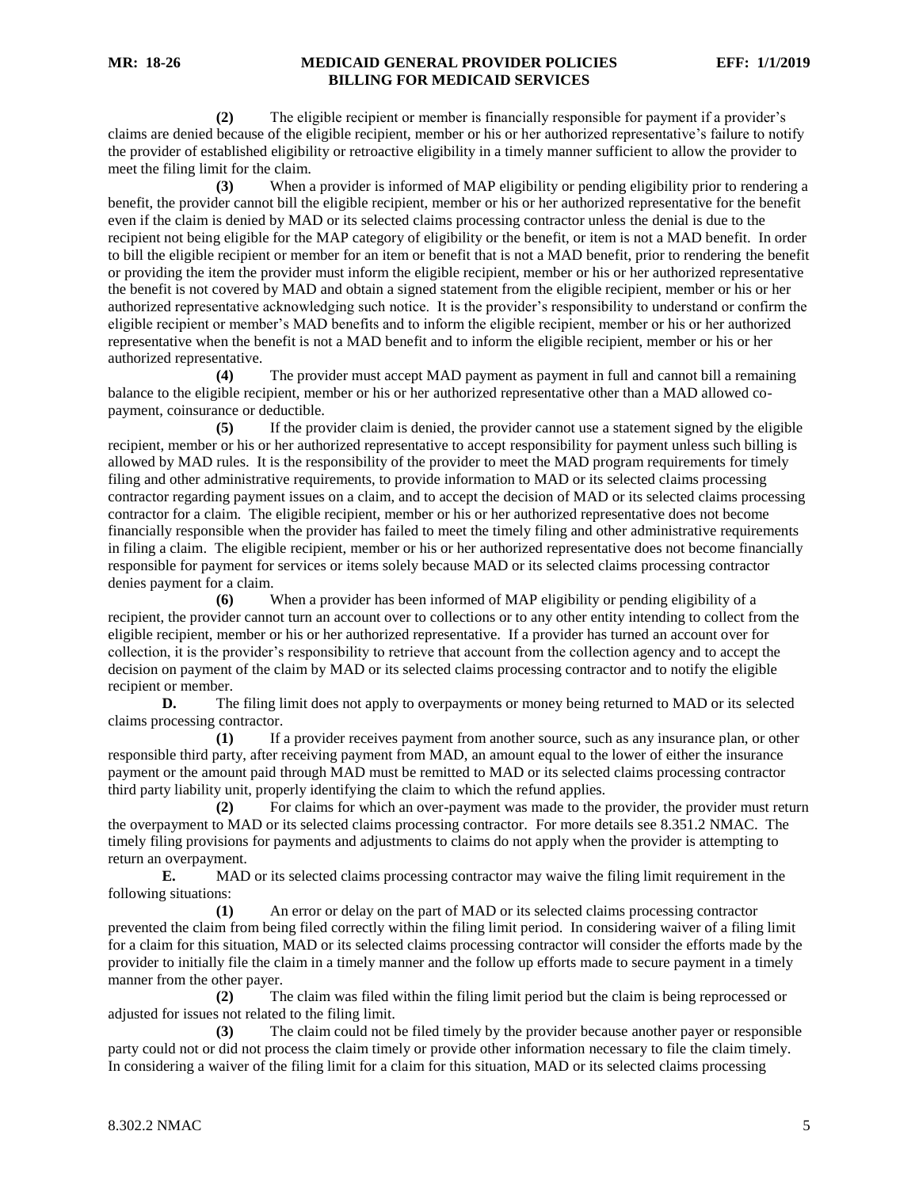**(2)** The eligible recipient or member is financially responsible for payment if a provider's claims are denied because of the eligible recipient, member or his or her authorized representative's failure to notify the provider of established eligibility or retroactive eligibility in a timely manner sufficient to allow the provider to meet the filing limit for the claim.

**(3)** When a provider is informed of MAP eligibility or pending eligibility prior to rendering a benefit, the provider cannot bill the eligible recipient, member or his or her authorized representative for the benefit even if the claim is denied by MAD or its selected claims processing contractor unless the denial is due to the recipient not being eligible for the MAP category of eligibility or the benefit, or item is not a MAD benefit. In order to bill the eligible recipient or member for an item or benefit that is not a MAD benefit, prior to rendering the benefit or providing the item the provider must inform the eligible recipient, member or his or her authorized representative the benefit is not covered by MAD and obtain a signed statement from the eligible recipient, member or his or her authorized representative acknowledging such notice. It is the provider's responsibility to understand or confirm the eligible recipient or member's MAD benefits and to inform the eligible recipient, member or his or her authorized representative when the benefit is not a MAD benefit and to inform the eligible recipient, member or his or her authorized representative.

**(4)** The provider must accept MAD payment as payment in full and cannot bill a remaining balance to the eligible recipient, member or his or her authorized representative other than a MAD allowed co-payment, coinsurance or deductible.

**(5)** If the provider claim is denied, the provider cannot use a statement signed by the eligible recipient, member or his or her authorized representative to accept responsibility for payment unless such billing is allowed by MAD rules. It is the responsibility of the provider to meet the MAD program requirements for timely filing and other administrative requirements, to provide information to MAD or its selected claims processing contractor regarding payment issues on a claim, and to accept the decision of MAD or its selected claims processing contractor for a claim. The eligible recipient, member or his or her authorized representative does not become financially responsible when the provider has failed to meet the timely filing and other administrative requirements in filing a claim. The eligible recipient, member or his or her authorized representative does not become financially responsible for payment for services or items solely because MAD or its selected claims processing contractor denies payment for a claim.

**(6)** When a provider has been informed of MAP eligibility or pending eligibility of a recipient, the provider cannot turn an account over to collections or to any other entity intending to collect from the eligible recipient, member or his or her authorized representative. If a provider has turned an account over for collection, it is the provider's responsibility to retrieve that account from the collection agency and to accept the decision on payment of the claim by MAD or its selected claims processing contractor and to notify the eligible recipient or member.

**D.** The filing limit does not apply to overpayments or money being returned to MAD or its selected claims processing contractor.

**(1)** If a provider receives payment from another source, such as any insurance plan, or other responsible third party, after receiving payment from MAD, an amount equal to the lower of either the insurance payment or the amount paid through MAD must be remitted to MAD or its selected claims processing contractor third party liability unit, properly identifying the claim to which the refund applies.

**(2)** For claims for which an over-payment was made to the provider, the provider must return the overpayment to MAD or its selected claims processing contractor. For more details see 8.351.2 NMAC. The timely filing provisions for payments and adjustments to claims do not apply when the provider is attempting to return an overpayment.

**E.** MAD or its selected claims processing contractor may waive the filing limit requirement in the following situations:

**(1)** An error or delay on the part of MAD or its selected claims processing contractor prevented the claim from being filed correctly within the filing limit period. In considering waiver of a filing limit for a claim for this situation, MAD or its selected claims processing contractor will consider the efforts made by the provider to initially file the claim in a timely manner and the follow up efforts made to secure payment in a timely manner from the other payer.

**(2)** The claim was filed within the filing limit period but the claim is being reprocessed or adjusted for issues not related to the filing limit.

**(3)** The claim could not be filed timely by the provider because another payer or responsible party could not or did not process the claim timely or provide other information necessary to file the claim timely. In considering a waiver of the filing limit for a claim for this situation, MAD or its selected claims processing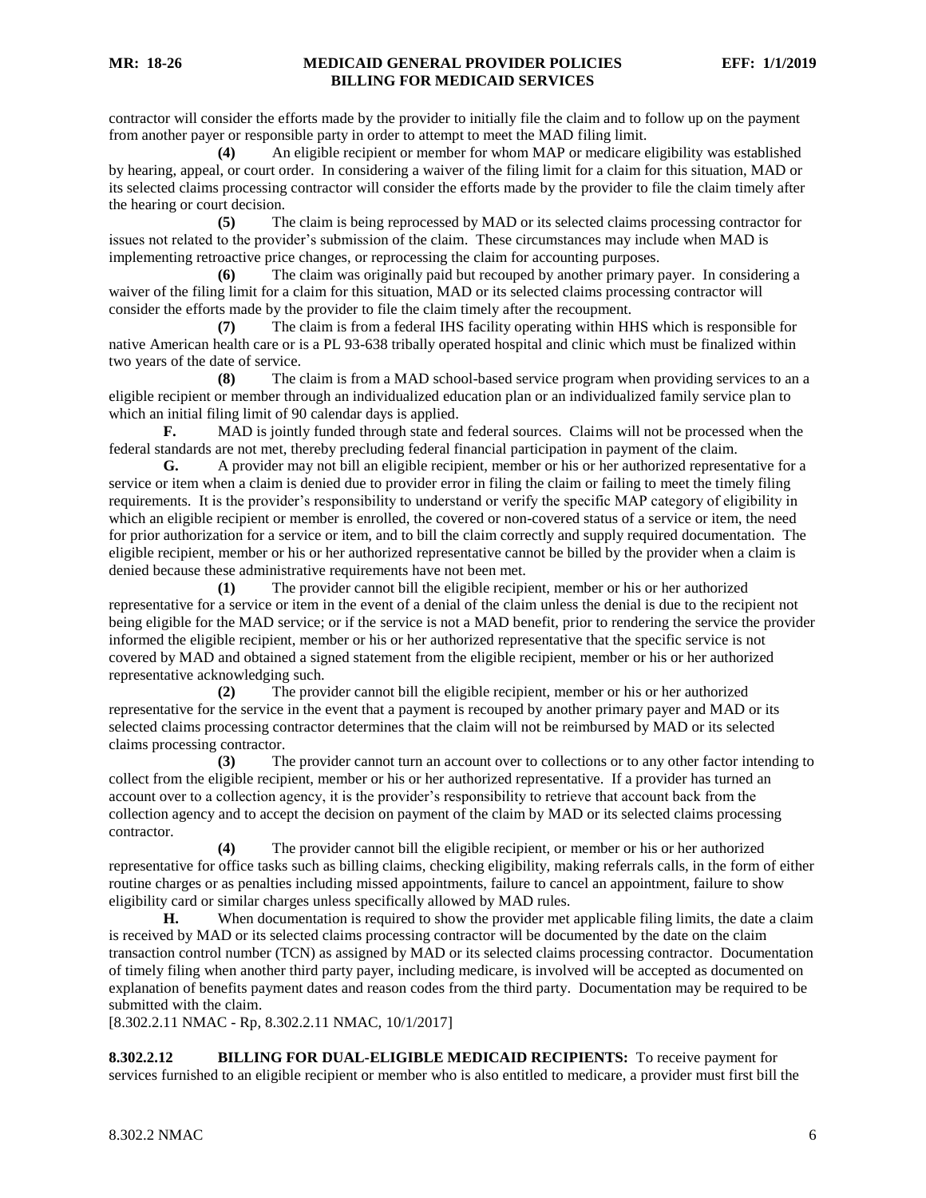contractor will consider the efforts made by the provider to initially file the claim and to follow up on the payment from another payer or responsible party in order to attempt to meet the MAD filing limit.

**(4)** An eligible recipient or member for whom MAP or medicare eligibility was established by hearing, appeal, or court order. In considering a waiver of the filing limit for a claim for this situation, MAD or its selected claims processing contractor will consider the efforts made by the provider to file the claim timely after the hearing or court decision.

**(5)** The claim is being reprocessed by MAD or its selected claims processing contractor for issues not related to the provider's submission of the claim. These circumstances may include when MAD is implementing retroactive price changes, or reprocessing the claim for accounting purposes.

**(6)** The claim was originally paid but recouped by another primary payer. In considering a waiver of the filing limit for a claim for this situation, MAD or its selected claims processing contractor will consider the efforts made by the provider to file the claim timely after the recoupment.

**(7)** The claim is from a federal IHS facility operating within HHS which is responsible for native American health care or is a PL 93-638 tribally operated hospital and clinic which must be finalized within two years of the date of service.

**(8)** The claim is from a MAD school-based service program when providing services to an a eligible recipient or member through an individualized education plan or an individualized family service plan to which an initial filing limit of 90 calendar days is applied.

**F.** MAD is jointly funded through state and federal sources. Claims will not be processed when the federal standards are not met, thereby precluding federal financial participation in payment of the claim.

**G.** A provider may not bill an eligible recipient, member or his or her authorized representative for a service or item when a claim is denied due to provider error in filing the claim or failing to meet the timely filing requirements. It is the provider's responsibility to understand or verify the specific MAP category of eligibility in which an eligible recipient or member is enrolled, the covered or non-covered status of a service or item, the need for prior authorization for a service or item, and to bill the claim correctly and supply required documentation. The eligible recipient, member or his or her authorized representative cannot be billed by the provider when a claim is denied because these administrative requirements have not been met.

**(1)** The provider cannot bill the eligible recipient, member or his or her authorized representative for a service or item in the event of a denial of the claim unless the denial is due to the recipient not being eligible for the MAD service; or if the service is not a MAD benefit, prior to rendering the service the provider informed the eligible recipient, member or his or her authorized representative that the specific service is not covered by MAD and obtained a signed statement from the eligible recipient, member or his or her authorized representative acknowledging such.

**(2)** The provider cannot bill the eligible recipient, member or his or her authorized representative for the service in the event that a payment is recouped by another primary payer and MAD or its selected claims processing contractor determines that the claim will not be reimbursed by MAD or its selected claims processing contractor.

**(3)** The provider cannot turn an account over to collections or to any other factor intending to collect from the eligible recipient, member or his or her authorized representative. If a provider has turned an account over to a collection agency, it is the provider's responsibility to retrieve that account back from the collection agency and to accept the decision on payment of the claim by MAD or its selected claims processing contractor.

**(4)** The provider cannot bill the eligible recipient, or member or his or her authorized representative for office tasks such as billing claims, checking eligibility, making referrals calls, in the form of either routine charges or as penalties including missed appointments, failure to cancel an appointment, failure to show eligibility card or similar charges unless specifically allowed by MAD rules.

**H.** When documentation is required to show the provider met applicable filing limits, the date a claim is received by MAD or its selected claims processing contractor will be documented by the date on the claim transaction control number (TCN) as assigned by MAD or its selected claims processing contractor. Documentation of timely filing when another third party payer, including medicare, is involved will be accepted as documented on explanation of benefits payment dates and reason codes from the third party. Documentation may be required to be submitted with the claim.

[8.302.2.11 NMAC - Rp, 8.302.2.11 NMAC, 10/1/2017]

**8.302.2.12 BILLING FOR DUAL-ELIGIBLE MEDICAID RECIPIENTS:** To receive payment for services furnished to an eligible recipient or member who is also entitled to medicare, a provider must first bill the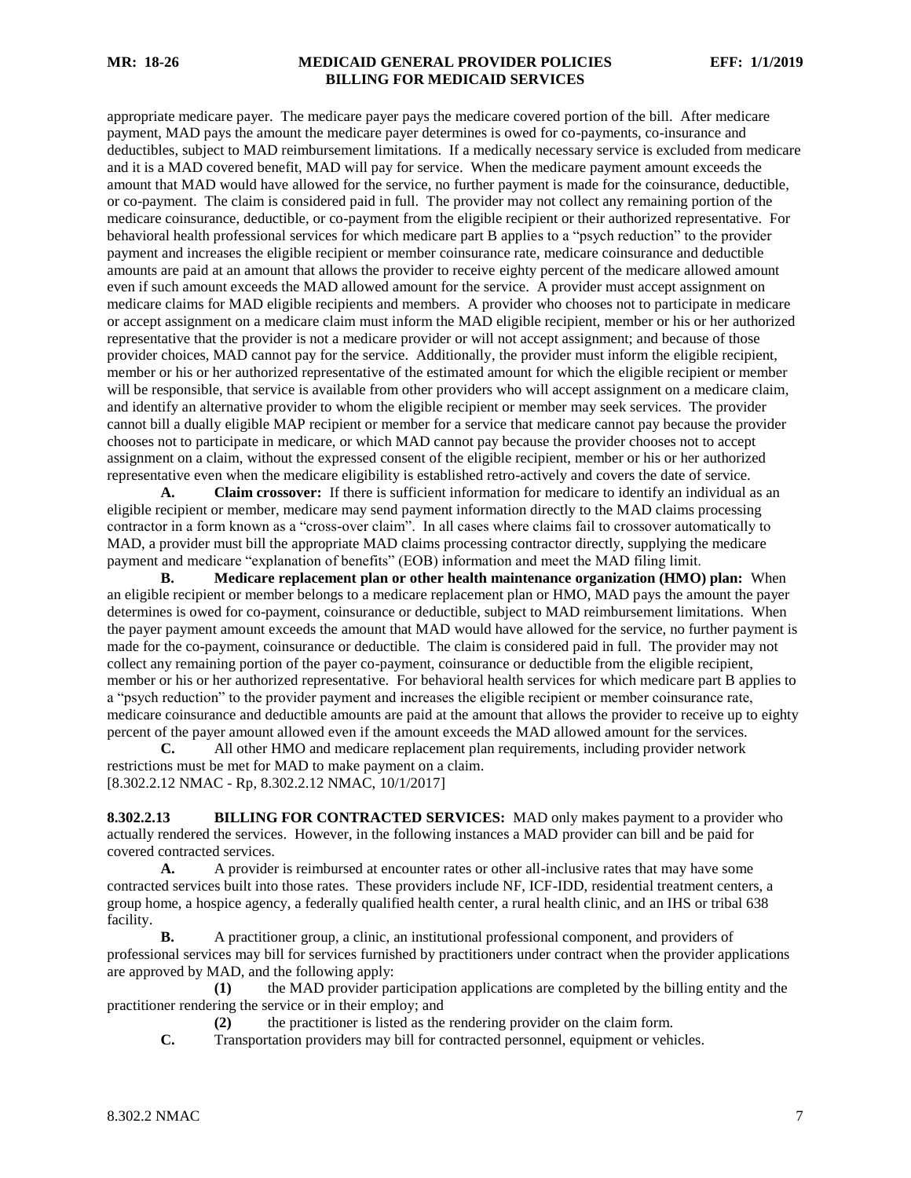appropriate medicare payer. The medicare payer pays the medicare covered portion of the bill. After medicare payment, MAD pays the amount the medicare payer determines is owed for co-payments, co-insurance and deductibles, subject to MAD reimbursement limitations. If a medically necessary service is excluded from medicare and it is a MAD covered benefit, MAD will pay for service. When the medicare payment amount exceeds the amount that MAD would have allowed for the service, no further payment is made for the coinsurance, deductible, or co-payment. The claim is considered paid in full. The provider may not collect any remaining portion of the medicare coinsurance, deductible, or co-payment from the eligible recipient or their authorized representative. For behavioral health professional services for which medicare part B applies to a "psych reduction" to the provider payment and increases the eligible recipient or member coinsurance rate, medicare coinsurance and deductible amounts are paid at an amount that allows the provider to receive eighty percent of the medicare allowed amount even if such amount exceeds the MAD allowed amount for the service. A provider must accept assignment on medicare claims for MAD eligible recipients and members. A provider who chooses not to participate in medicare or accept assignment on a medicare claim must inform the MAD eligible recipient, member or his or her authorized representative that the provider is not a medicare provider or will not accept assignment; and because of those provider choices, MAD cannot pay for the service. Additionally, the provider must inform the eligible recipient, member or his or her authorized representative of the estimated amount for which the eligible recipient or member will be responsible, that service is available from other providers who will accept assignment on a medicare claim, and identify an alternative provider to whom the eligible recipient or member may seek services. The provider cannot bill a dually eligible MAP recipient or member for a service that medicare cannot pay because the provider chooses not to participate in medicare, or which MAD cannot pay because the provider chooses not to accept assignment on a claim, without the expressed consent of the eligible recipient, member or his or her authorized representative even when the medicare eligibility is established retro-actively and covers the date of service.

**A. Claim crossover:** If there is sufficient information for medicare to identify an individual as an eligible recipient or member, medicare may send payment information directly to the MAD claims processing contractor in a form known as a "cross-over claim". In all cases where claims fail to crossover automatically to MAD, a provider must bill the appropriate MAD claims processing contractor directly, supplying the medicare payment and medicare "explanation of benefits" (EOB) information and meet the MAD filing limit.

**B. Medicare replacement plan or other health maintenance organization (HMO) plan:** When an eligible recipient or member belongs to a medicare replacement plan or HMO, MAD pays the amount the payer determines is owed for co-payment, coinsurance or deductible, subject to MAD reimbursement limitations. When the payer payment amount exceeds the amount that MAD would have allowed for the service, no further payment is made for the co-payment, coinsurance or deductible. The claim is considered paid in full. The provider may not collect any remaining portion of the payer co-payment, coinsurance or deductible from the eligible recipient, member or his or her authorized representative. For behavioral health services for which medicare part B applies to a "psych reduction" to the provider payment and increases the eligible recipient or member coinsurance rate, medicare coinsurance and deductible amounts are paid at the amount that allows the provider to receive up to eighty percent of the payer amount allowed even if the amount exceeds the MAD allowed amount for the services.

**C.** All other HMO and medicare replacement plan requirements, including provider network restrictions must be met for MAD to make payment on a claim.

[8.302.2.12 NMAC - Rp, 8.302.2.12 NMAC, 10/1/2017]

**8.302.2.13 BILLING FOR CONTRACTED SERVICES:** MAD only makes payment to a provider who actually rendered the services. However, in the following instances a MAD provider can bill and be paid for covered contracted services.

**A.** A provider is reimbursed at encounter rates or other all-inclusive rates that may have some contracted services built into those rates. These providers include NF, ICF-IDD, residential treatment centers, a group home, a hospice agency, a federally qualified health center, a rural health clinic, and an IHS or tribal 638 facility.

**B.** A practitioner group, a clinic, an institutional professional component, and providers of professional services may bill for services furnished by practitioners under contract when the provider applications are approved by MAD, and the following apply:

**(1)** the MAD provider participation applications are completed by the billing entity and the practitioner rendering the service or in their employ; and

**(2)** the practitioner is listed as the rendering provider on the claim form.

**C.** Transportation providers may bill for contracted personnel, equipment or vehicles.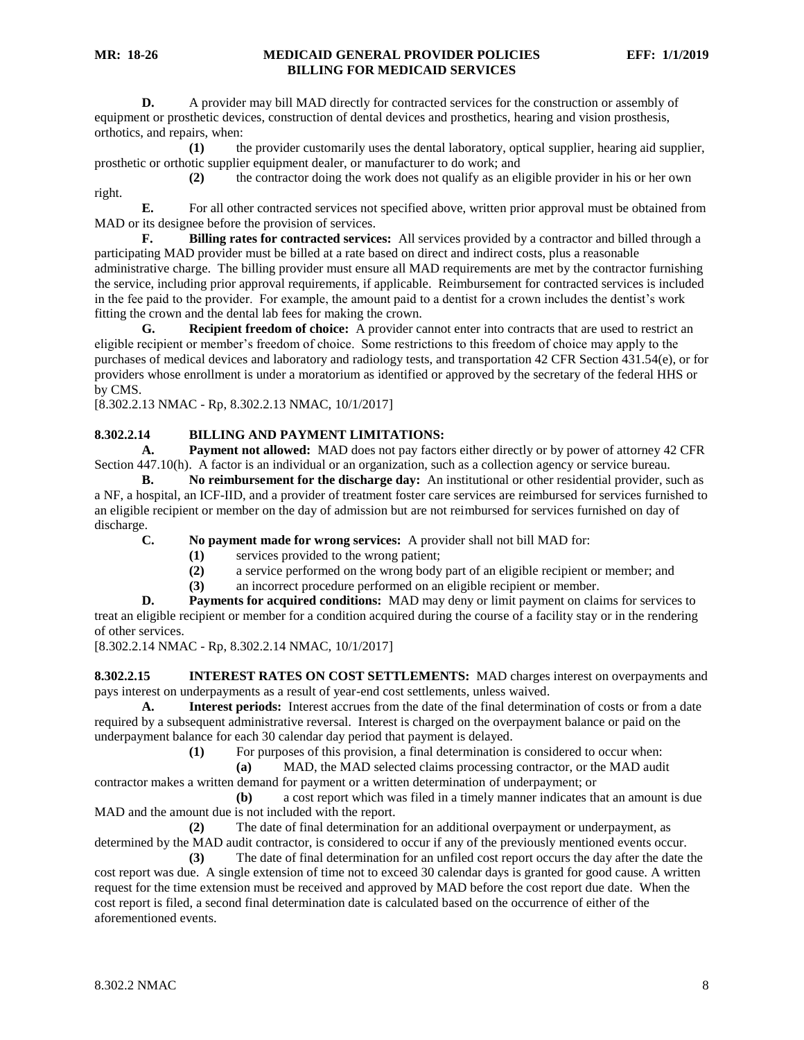**D.** A provider may bill MAD directly for contracted services for the construction or assembly of equipment or prosthetic devices, construction of dental devices and prosthetics, hearing and vision prosthesis, orthotics, and repairs, when:

**(1)** the provider customarily uses the dental laboratory, optical supplier, hearing aid supplier, prosthetic or orthotic supplier equipment dealer, or manufacturer to do work; and

**(2)** the contractor doing the work does not qualify as an eligible provider in his or her own right.

**E.** For all other contracted services not specified above, written prior approval must be obtained from MAD or its designee before the provision of services.

**F. Billing rates for contracted services:** All services provided by a contractor and billed through a participating MAD provider must be billed at a rate based on direct and indirect costs, plus a reasonable administrative charge. The billing provider must ensure all MAD requirements are met by the contractor furnishing the service, including prior approval requirements, if applicable. Reimbursement for contracted services is included in the fee paid to the provider. For example, the amount paid to a dentist for a crown includes the dentist's work fitting the crown and the dental lab fees for making the crown.

**G. Recipient freedom of choice:** A provider cannot enter into contracts that are used to restrict an eligible recipient or member's freedom of choice. Some restrictions to this freedom of choice may apply to the purchases of medical devices and laboratory and radiology tests, and transportation 42 CFR Section 431.54(e), or for providers whose enrollment is under a moratorium as identified or approved by the secretary of the federal HHS or by CMS.

[8.302.2.13 NMAC - Rp, 8.302.2.13 NMAC, 10/1/2017]

**8.302.2.14 BILLING AND PAYMENT LIMITATIONS:**

**A. Payment not allowed:** MAD does not pay factors either directly or by power of attorney 42 CFR Section 447.10(h). A factor is an individual or an organization, such as a collection agency or service bureau.

**B. No reimbursement for the discharge day:** An institutional or other residential provider, such as a NF, a hospital, an ICF-IID, and a provider of treatment foster care services are reimbursed for services furnished to an eligible recipient or member on the day of admission but are not reimbursed for services furnished on day of discharge.

**C. No payment made for wrong services:** A provider shall not bill MAD for:

**(1)** services provided to the wrong patient;

**(2)** a service performed on the wrong body part of an eligible recipient or member; and

**(3)** an incorrect procedure performed on an eligible recipient or member.

**D. Payments for acquired conditions:** MAD may deny or limit payment on claims for services to treat an eligible recipient or member for a condition acquired during the course of a facility stay or in the rendering of other services.

[8.302.2.14 NMAC - Rp, 8.302.2.14 NMAC, 10/1/2017]

**8.302.2.15 INTEREST RATES ON COST SETTLEMENTS:** MAD charges interest on overpayments and pays interest on underpayments as a result of year-end cost settlements, unless waived.

**A. Interest periods:** Interest accrues from the date of the final determination of costs or from a date required by a subsequent administrative reversal. Interest is charged on the overpayment balance or paid on the underpayment balance for each 30 calendar day period that payment is delayed.

**(1)** For purposes of this provision, a final determination is considered to occur when:

**(a)** MAD, the MAD selected claims processing contractor, or the MAD audit contractor makes a written demand for payment or a written determination of underpayment; or

**(b)** a cost report which was filed in a timely manner indicates that an amount is due MAD and the amount due is not included with the report.

**(2)** The date of final determination for an additional overpayment or underpayment, as determined by the MAD audit contractor, is considered to occur if any of the previously mentioned events occur.

**(3)** The date of final determination for an unfiled cost report occurs the day after the date the cost report was due. A single extension of time not to exceed 30 calendar days is granted for good cause. A written request for the time extension must be received and approved by MAD before the cost report due date. When the cost report is filed, a second final determination date is calculated based on the occurrence of either of the aforementioned events.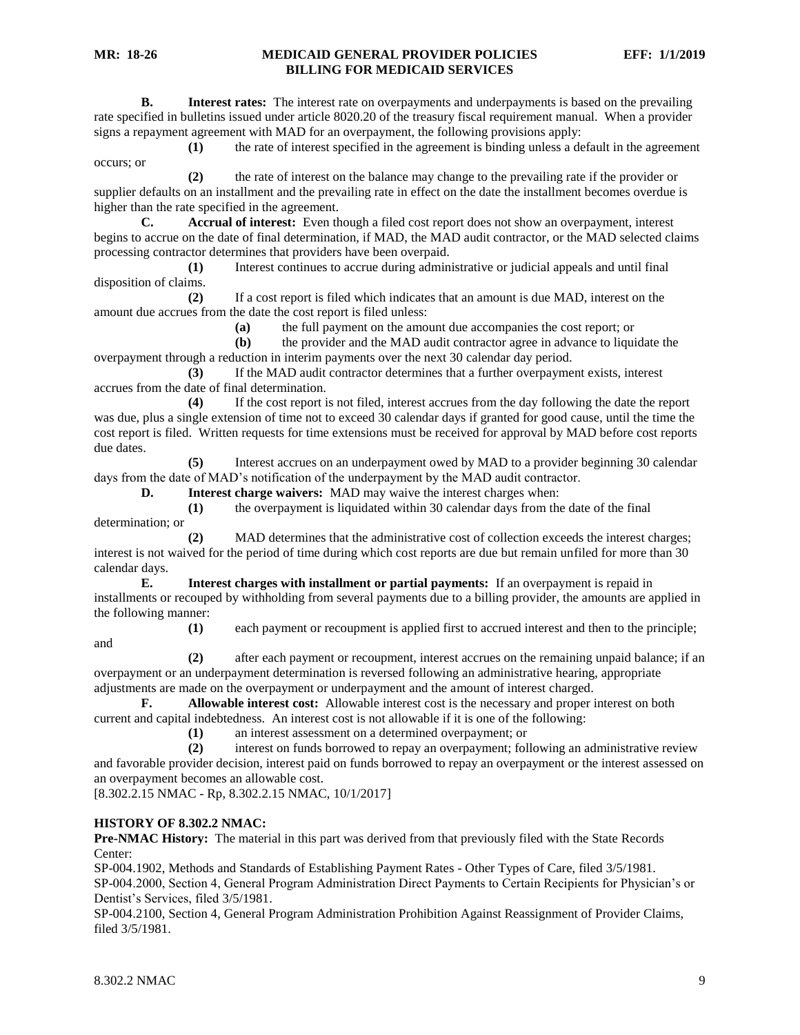**B. Interest rates:** The interest rate on overpayments and underpayments is based on the prevailing rate specified in bulletins issued under article 8020.20 of the treasury fiscal requirement manual. When a provider signs a repayment agreement with MAD for an overpayment, the following provisions apply:

**(1)** the rate of interest specified in the agreement is binding unless a default in the agreement occurs; or

**(2)** the rate of interest on the balance may change to the prevailing rate if the provider or supplier defaults on an installment and the prevailing rate in effect on the date the installment becomes overdue is higher than the rate specified in the agreement.

**C. Accrual of interest:** Even though a filed cost report does not show an overpayment, interest begins to accrue on the date of final determination, if MAD, the MAD audit contractor, or the MAD selected claims processing contractor determines that providers have been overpaid.

**(1)** Interest continues to accrue during administrative or judicial appeals and until final disposition of claims.

**(2)** If a cost report is filed which indicates that an amount is due MAD, interest on the amount due accrues from the date the cost report is filed unless:

**(a)** the full payment on the amount due accompanies the cost report; or

**(b)** the provider and the MAD audit contractor agree in advance to liquidate the overpayment through a reduction in interim payments over the next 30 calendar day period.

**(3)** If the MAD audit contractor determines that a further overpayment exists, interest accrues from the date of final determination.

**(4)** If the cost report is not filed, interest accrues from the day following the date the report was due, plus a single extension of time not to exceed 30 calendar days if granted for good cause, until the time the cost report is filed. Written requests for time extensions must be received for approval by MAD before cost reports due dates.

**(5)** Interest accrues on an underpayment owed by MAD to a provider beginning 30 calendar days from the date of MAD's notification of the underpayment by the MAD audit contractor.

**D. Interest charge waivers:** MAD may waive the interest charges when:

**(1)** the overpayment is liquidated within 30 calendar days from the date of the final determination; or

**(2)** MAD determines that the administrative cost of collection exceeds the interest charges; interest is not waived for the period of time during which cost reports are due but remain unfiled for more than 30 calendar days.

**E. Interest charges with installment or partial payments:** If an overpayment is repaid in installments or recouped by withholding from several payments due to a billing provider, the amounts are applied in the following manner:

**(1)** each payment or recoupment is applied first to accrued interest and then to the principle; and

**(2)** after each payment or recoupment, interest accrues on the remaining unpaid balance; if an overpayment or an underpayment determination is reversed following an administrative hearing, appropriate adjustments are made on the overpayment or underpayment and the amount of interest charged.

**F. Allowable interest cost:** Allowable interest cost is the necessary and proper interest on both current and capital indebtedness. An interest cost is not allowable if it is one of the following:

**(1)** an interest assessment on a determined overpayment; or

**(2)** interest on funds borrowed to repay an overpayment; following an administrative review and favorable provider decision, interest paid on funds borrowed to repay an overpayment or the interest assessed on an overpayment becomes an allowable cost.

[8.302.2.15 NMAC - Rp, 8.302.2.15 NMAC, 10/1/2017]

**HISTORY OF 8.302.2 NMAC:**

**Pre-NMAC History:** The material in this part was derived from that previously filed with the State Records Center:

SP-004.1902, Methods and Standards of Establishing Payment Rates - Other Types of Care, filed 3/5/1981.

SP-004.2000, Section 4, General Program Administration Direct Payments to Certain Recipients for Physician's or Dentist's Services, filed 3/5/1981.

SP-004.2100, Section 4, General Program Administration Prohibition Against Reassignment of Provider Claims, filed 3/5/1981.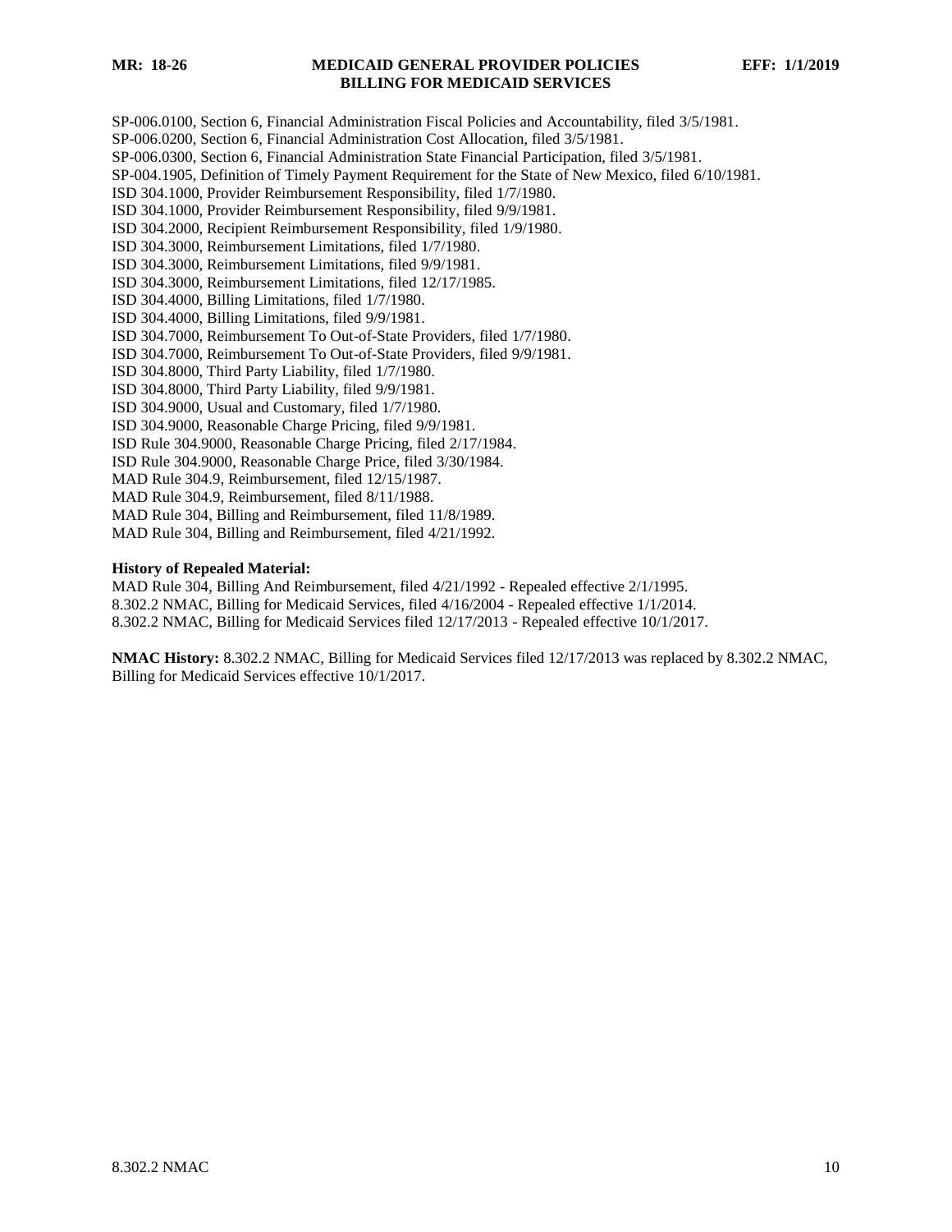SP-006.0100, Section 6, Financial Administration Fiscal Policies and Accountability, filed 3/5/1981.
SP-006.0200, Section 6, Financial Administration Cost Allocation, filed 3/5/1981.
SP-006.0300, Section 6, Financial Administration State Financial Participation, filed 3/5/1981.
SP-004.1905, Definition of Timely Payment Requirement for the State of New Mexico, filed 6/10/1981.
ISD 304.1000, Provider Reimbursement Responsibility, filed 1/7/1980.
ISD 304.1000, Provider Reimbursement Responsibility, filed 9/9/1981.
ISD 304.2000, Recipient Reimbursement Responsibility, filed 1/9/1980.
ISD 304.3000, Reimbursement Limitations, filed 1/7/1980.
ISD 304.3000, Reimbursement Limitations, filed 9/9/1981.
ISD 304.3000, Reimbursement Limitations, filed 12/17/1985.
ISD 304.4000, Billing Limitations, filed 1/7/1980.
ISD 304.4000, Billing Limitations, filed 9/9/1981.
ISD 304.7000, Reimbursement To Out-of-State Providers, filed 1/7/1980.
ISD 304.7000, Reimbursement To Out-of-State Providers, filed 9/9/1981.
ISD 304.8000, Third Party Liability, filed 1/7/1980.
ISD 304.8000, Third Party Liability, filed 9/9/1981.
ISD 304.9000, Usual and Customary, filed 1/7/1980.
ISD 304.9000, Reasonable Charge Pricing, filed 9/9/1981.
ISD Rule 304.9000, Reasonable Charge Pricing, filed 2/17/1984.
ISD Rule 304.9000, Reasonable Charge Price, filed 3/30/1984.
MAD Rule 304.9, Reimbursement, filed 12/15/1987.
MAD Rule 304.9, Reimbursement, filed 8/11/1988.
MAD Rule 304, Billing and Reimbursement, filed 11/8/1989.
MAD Rule 304, Billing and Reimbursement, filed 4/21/1992.

**History of Repealed Material:**
MAD Rule 304, Billing And Reimbursement, filed 4/21/1992 - Repealed effective 2/1/1995.
8.302.2 NMAC, Billing for Medicaid Services, filed 4/16/2004 - Repealed effective 1/1/2014.
8.302.2 NMAC, Billing for Medicaid Services filed 12/17/2013 - Repealed effective 10/1/2017.

**NMAC History:** 8.302.2 NMAC, Billing for Medicaid Services filed 12/17/2013 was replaced by 8.302.2 NMAC, Billing for Medicaid Services effective 10/1/2017.